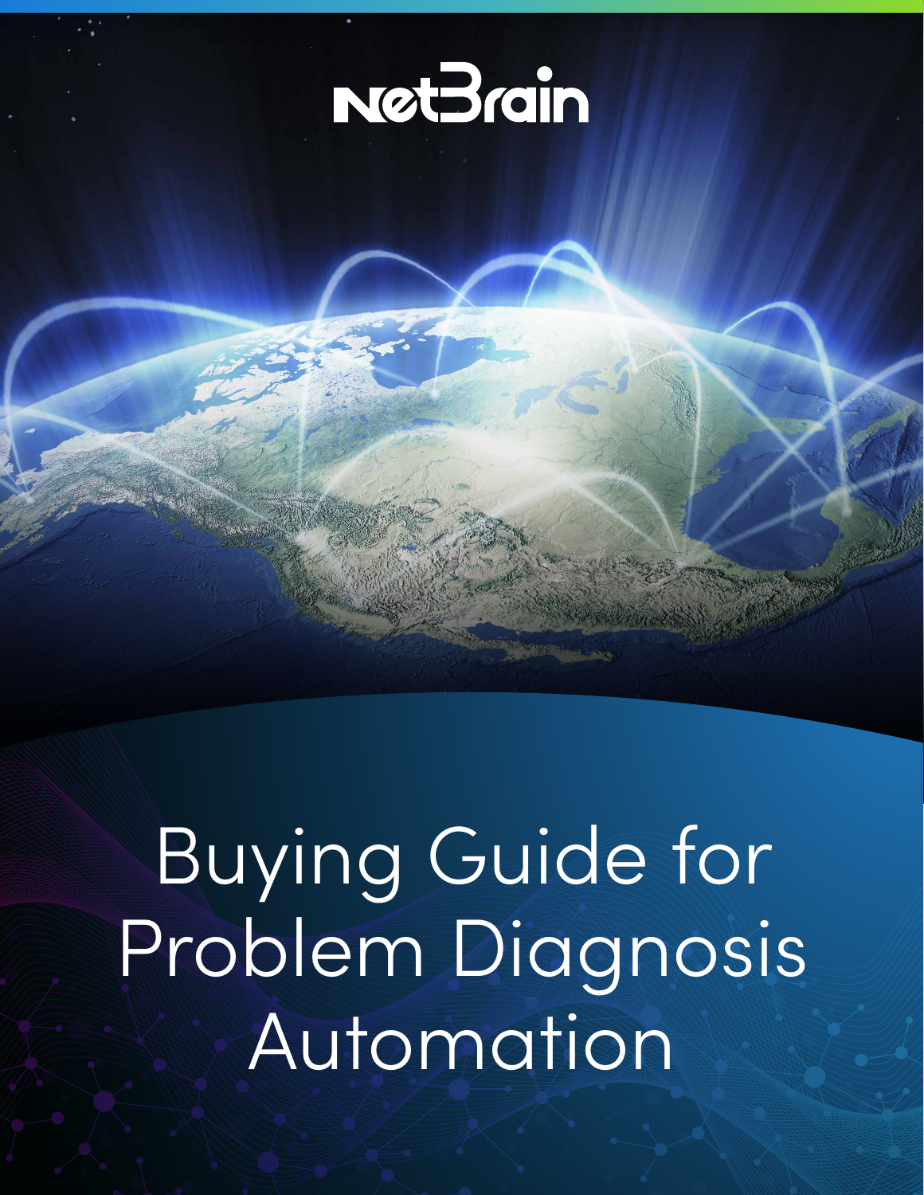NetBrain

# Buying Guide for Problem Diagnosis Automation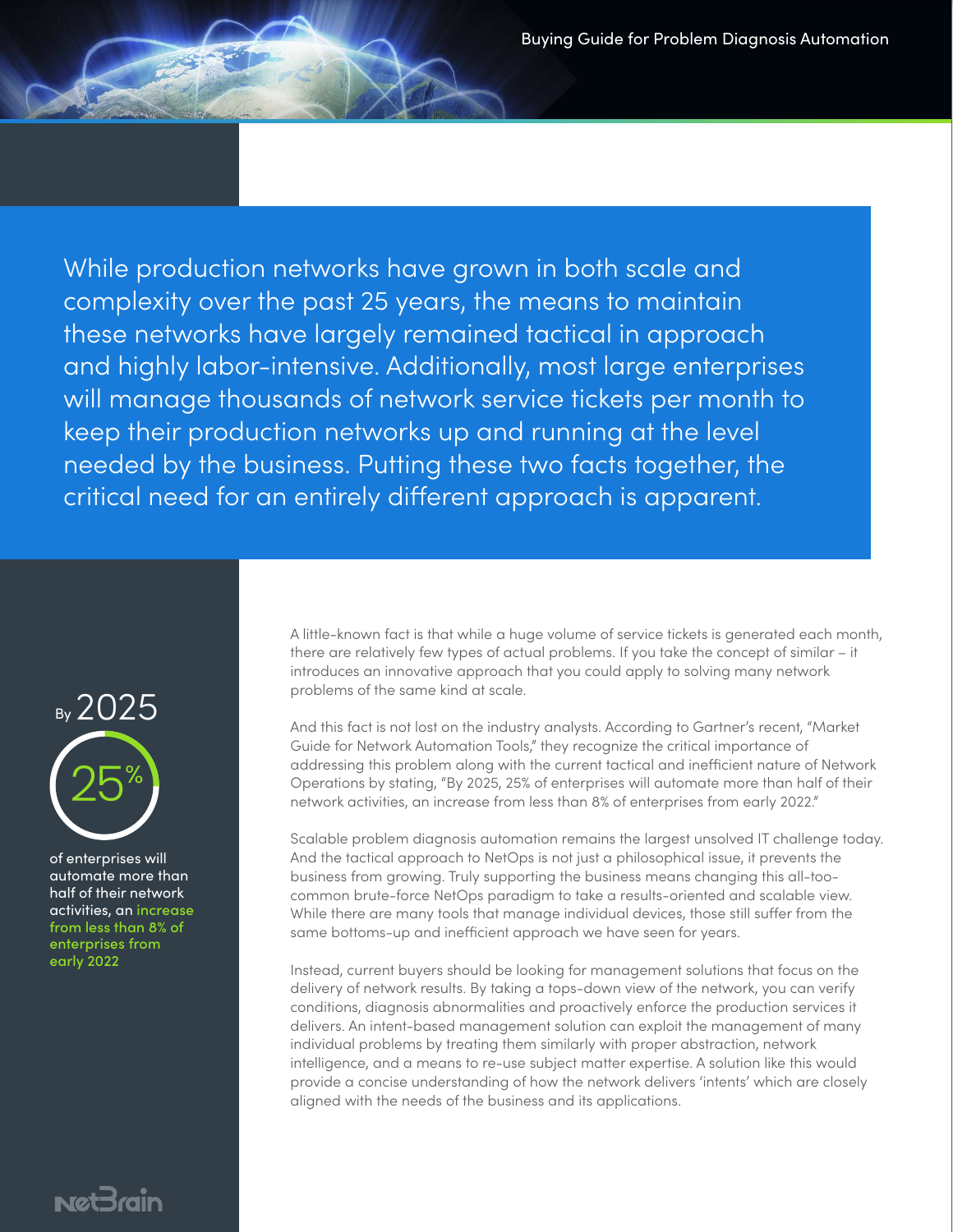While production networks have grown in both scale and complexity over the past 25 years, the means to maintain these networks have largely remained tactical in approach and highly labor-intensive. Additionally, most large enterprises will manage thousands of network service tickets per month to keep their production networks up and running at the level needed by the business. Putting these two facts together, the critical need for an entirely different approach is apparent.

By 2025

25%

of enterprises will automate more than half of their network activities, an increase from less than 8% of enterprises from early 2022

A little-known fact is that while a huge volume of service tickets is generated each month, there are relatively few types of actual problems. If you take the concept of similar – it introduces an innovative approach that you could apply to solving many network problems of the same kind at scale.

And this fact is not lost on the industry analysts. According to Gartner's recent, "Market Guide for Network Automation Tools," they recognize the critical importance of addressing this problem along with the current tactical and inefficient nature of Network Operations by stating, "By 2025, 25% of enterprises will automate more than half of their network activities, an increase from less than 8% of enterprises from early 2022."

Scalable problem diagnosis automation remains the largest unsolved IT challenge today. And the tactical approach to NetOps is not just a philosophical issue, it prevents the business from growing. Truly supporting the business means changing this all-too-common brute-force NetOps paradigm to take a results-oriented and scalable view. While there are many tools that manage individual devices, those still suffer from the same bottoms-up and inefficient approach we have seen for years.

Instead, current buyers should be looking for management solutions that focus on the delivery of network results. By taking a tops-down view of the network, you can verify conditions, diagnosis abnormalities and proactively enforce the production services it delivers. An intent-based management solution can exploit the management of many individual problems by treating them similarly with proper abstraction, network intelligence, and a means to re-use subject matter expertise. A solution like this would provide a concise understanding of how the network delivers 'intents' which are closely aligned with the needs of the business and its applications.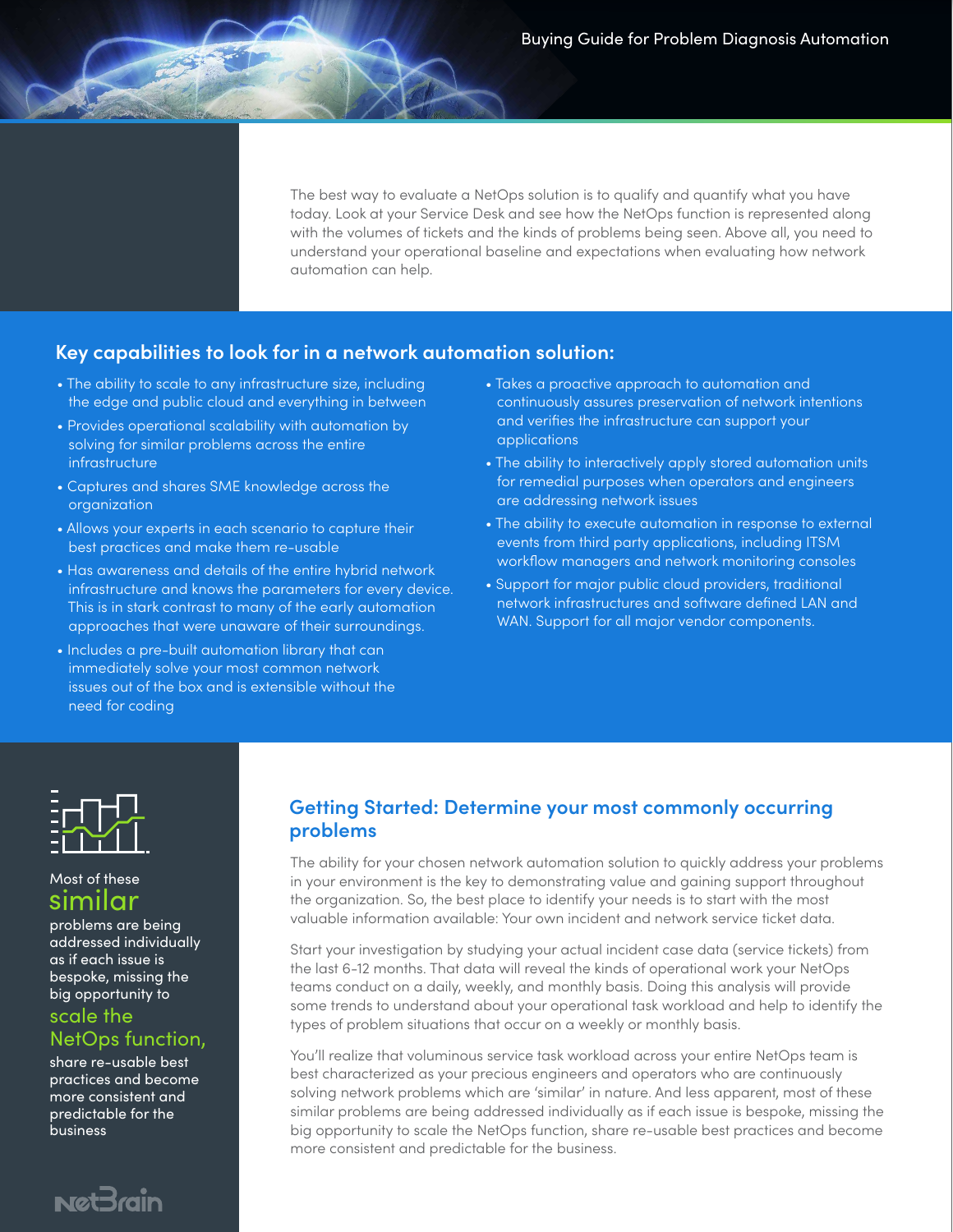The best way to evaluate a NetOps solution is to qualify and quantify what you have today. Look at your Service Desk and see how the NetOps function is represented along with the volumes of tickets and the kinds of problems being seen. Above all, you need to understand your operational baseline and expectations when evaluating how network automation can help.

## Key capabilities to look for in a network automation solution:

- The ability to scale to any infrastructure size, including the edge and public cloud and everything in between
- Provides operational scalability with automation by solving for similar problems across the entire infrastructure
- Captures and shares SME knowledge across the organization
- Allows your experts in each scenario to capture their best practices and make them re-usable
- Has awareness and details of the entire hybrid network infrastructure and knows the parameters for every device. This is in stark contrast to many of the early automation approaches that were unaware of their surroundings.
- Includes a pre-built automation library that can immediately solve your most common network issues out of the box and is extensible without the need for coding
- Takes a proactive approach to automation and continuously assures preservation of network intentions and verifies the infrastructure can support your applications
- The ability to interactively apply stored automation units for remedial purposes when operators and engineers are addressing network issues
- The ability to execute automation in response to external events from third party applications, including ITSM workflow managers and network monitoring consoles
- Support for major public cloud providers, traditional network infrastructures and software defined LAN and WAN. Support for all major vendor components.

Most of these **similar** problems are being addressed individually as if each issue is bespoke, missing the big opportunity to **scale the NetOps function,** share re-usable best practices and become more consistent and predictable for the business

## Getting Started: Determine your most commonly occurring problems

The ability for your chosen network automation solution to quickly address your problems in your environment is the key to demonstrating value and gaining support throughout the organization. So, the best place to identify your needs is to start with the most valuable information available: Your own incident and network service ticket data.

Start your investigation by studying your actual incident case data (service tickets) from the last 6-12 months. That data will reveal the kinds of operational work your NetOps teams conduct on a daily, weekly, and monthly basis. Doing this analysis will provide some trends to understand about your operational task workload and help to identify the types of problem situations that occur on a weekly or monthly basis.

You'll realize that voluminous service task workload across your entire NetOps team is best characterized as your precious engineers and operators who are continuously solving network problems which are 'similar' in nature. And less apparent, most of these similar problems are being addressed individually as if each issue is bespoke, missing the big opportunity to scale the NetOps function, share re-usable best practices and become more consistent and predictable for the business.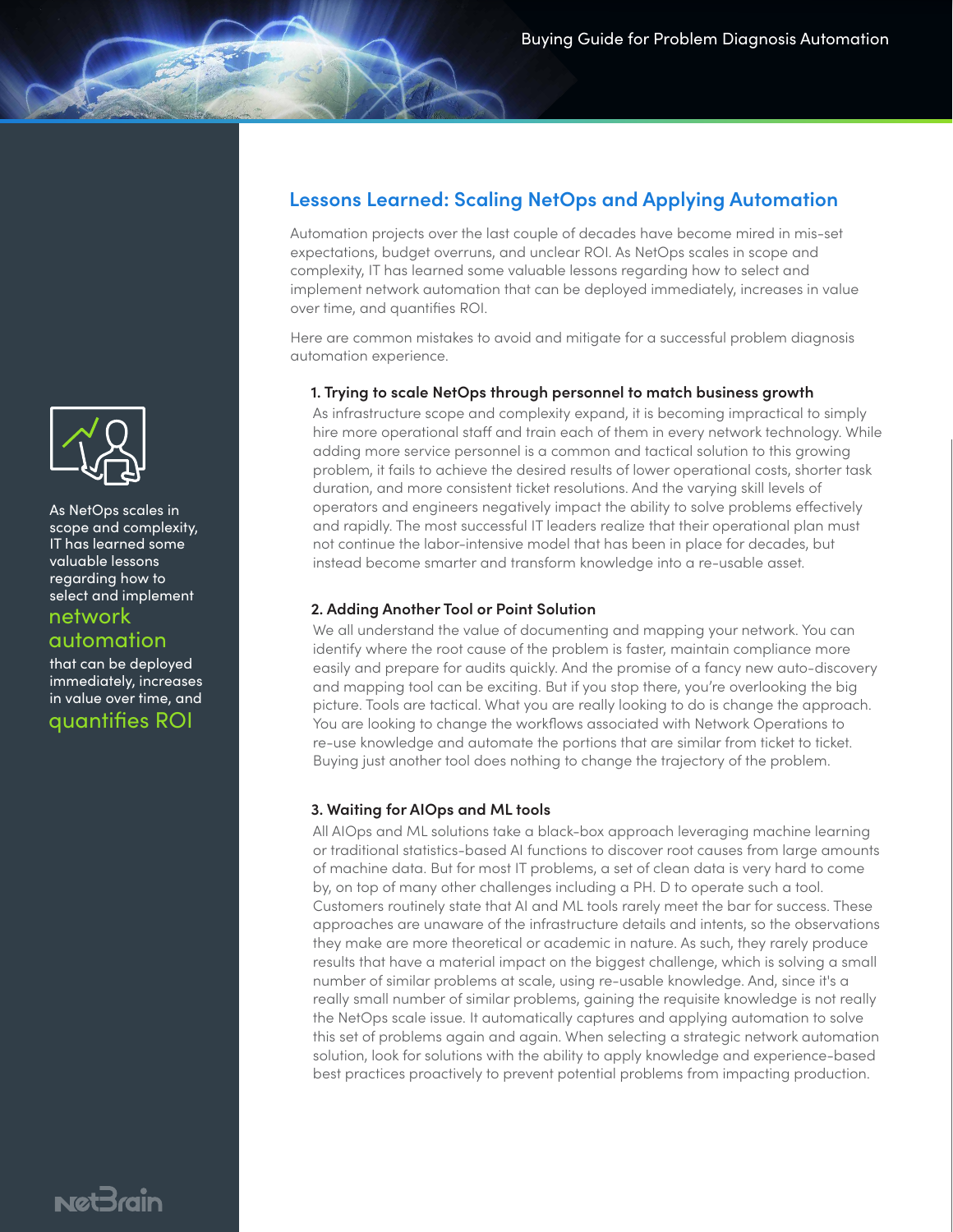## Lessons Learned: Scaling NetOps and Applying Automation

Automation projects over the last couple of decades have become mired in mis-set expectations, budget overruns, and unclear ROI. As NetOps scales in scope and complexity, IT has learned some valuable lessons regarding how to select and implement network automation that can be deployed immediately, increases in value over time, and quantifies ROI.

Here are common mistakes to avoid and mitigate for a successful problem diagnosis automation experience.

### 1. Trying to scale NetOps through personnel to match business growth

As infrastructure scope and complexity expand, it is becoming impractical to simply hire more operational staff and train each of them in every network technology. While adding more service personnel is a common and tactical solution to this growing problem, it fails to achieve the desired results of lower operational costs, shorter task duration, and more consistent ticket resolutions. And the varying skill levels of operators and engineers negatively impact the ability to solve problems effectively and rapidly. The most successful IT leaders realize that their operational plan must not continue the labor-intensive model that has been in place for decades, but instead become smarter and transform knowledge into a re-usable asset.

### 2. Adding Another Tool or Point Solution

We all understand the value of documenting and mapping your network. You can identify where the root cause of the problem is faster, maintain compliance more easily and prepare for audits quickly. And the promise of a fancy new auto-discovery and mapping tool can be exciting. But if you stop there, you're overlooking the big picture. Tools are tactical. What you are really looking to do is change the approach. You are looking to change the workflows associated with Network Operations to re-use knowledge and automate the portions that are similar from ticket to ticket. Buying just another tool does nothing to change the trajectory of the problem.

### 3. Waiting for AIOps and ML tools

All AIOps and ML solutions take a black-box approach leveraging machine learning or traditional statistics-based AI functions to discover root causes from large amounts of machine data. But for most IT problems, a set of clean data is very hard to come by, on top of many other challenges including a PH. D to operate such a tool. Customers routinely state that AI and ML tools rarely meet the bar for success. These approaches are unaware of the infrastructure details and intents, so the observations they make are more theoretical or academic in nature. As such, they rarely produce results that have a material impact on the biggest challenge, which is solving a small number of similar problems at scale, using re-usable knowledge. And, since it's a really small number of similar problems, gaining the requisite knowledge is not really the NetOps scale issue. It automatically captures and applying automation to solve this set of problems again and again. When selecting a strategic network automation solution, look for solutions with the ability to apply knowledge and experience-based best practices proactively to prevent potential problems from impacting production.

As NetOps scales in scope and complexity, IT has learned some valuable lessons regarding how to select and implement **network automation** that can be deployed immediately, increases in value over time, and **quantifies ROI**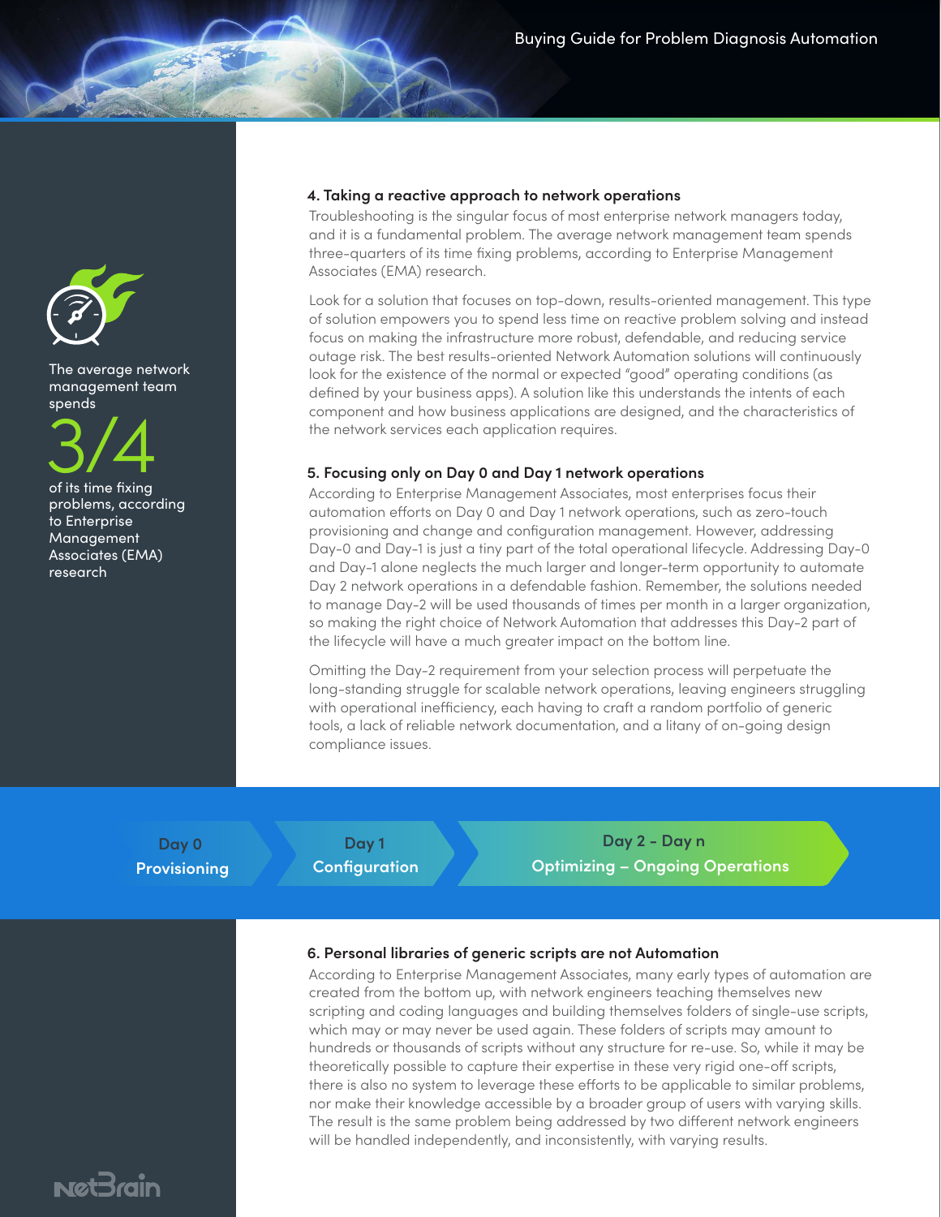The average network management team spends

3/4

of its time fixing problems, according to Enterprise Management Associates (EMA) research

### 4. Taking a reactive approach to network operations

Troubleshooting is the singular focus of most enterprise network managers today, and it is a fundamental problem. The average network management team spends three-quarters of its time fixing problems, according to Enterprise Management Associates (EMA) research.

Look for a solution that focuses on top-down, results-oriented management. This type of solution empowers you to spend less time on reactive problem solving and instead focus on making the infrastructure more robust, defendable, and reducing service outage risk. The best results-oriented Network Automation solutions will continuously look for the existence of the normal or expected "good" operating conditions (as defined by your business apps). A solution like this understands the intents of each component and how business applications are designed, and the characteristics of the network services each application requires.

### 5. Focusing only on Day 0 and Day 1 network operations

According to Enterprise Management Associates, most enterprises focus their automation efforts on Day 0 and Day 1 network operations, such as zero-touch provisioning and change and configuration management. However, addressing Day-0 and Day-1 is just a tiny part of the total operational lifecycle. Addressing Day-0 and Day-1 alone neglects the much larger and longer-term opportunity to automate Day 2 network operations in a defendable fashion. Remember, the solutions needed to manage Day-2 will be used thousands of times per month in a larger organization, so making the right choice of Network Automation that addresses this Day-2 part of the lifecycle will have a much greater impact on the bottom line.

Omitting the Day-2 requirement from your selection process will perpetuate the long-standing struggle for scalable network operations, leaving engineers struggling with operational inefficiency, each having to craft a random portfolio of generic tools, a lack of reliable network documentation, and a litany of on-going design compliance issues.

**Day 0** Provisioning → **Day 1** Configuration → **Day 2 - Day n** Optimizing – Ongoing Operations

### 6. Personal libraries of generic scripts are not Automation

According to Enterprise Management Associates, many early types of automation are created from the bottom up, with network engineers teaching themselves new scripting and coding languages and building themselves folders of single-use scripts, which may or may never be used again. These folders of scripts may amount to hundreds or thousands of scripts without any structure for re-use. So, while it may be theoretically possible to capture their expertise in these very rigid one-off scripts, there is also no system to leverage these efforts to be applicable to similar problems, nor make their knowledge accessible by a broader group of users with varying skills. The result is the same problem being addressed by two different network engineers will be handled independently, and inconsistently, with varying results.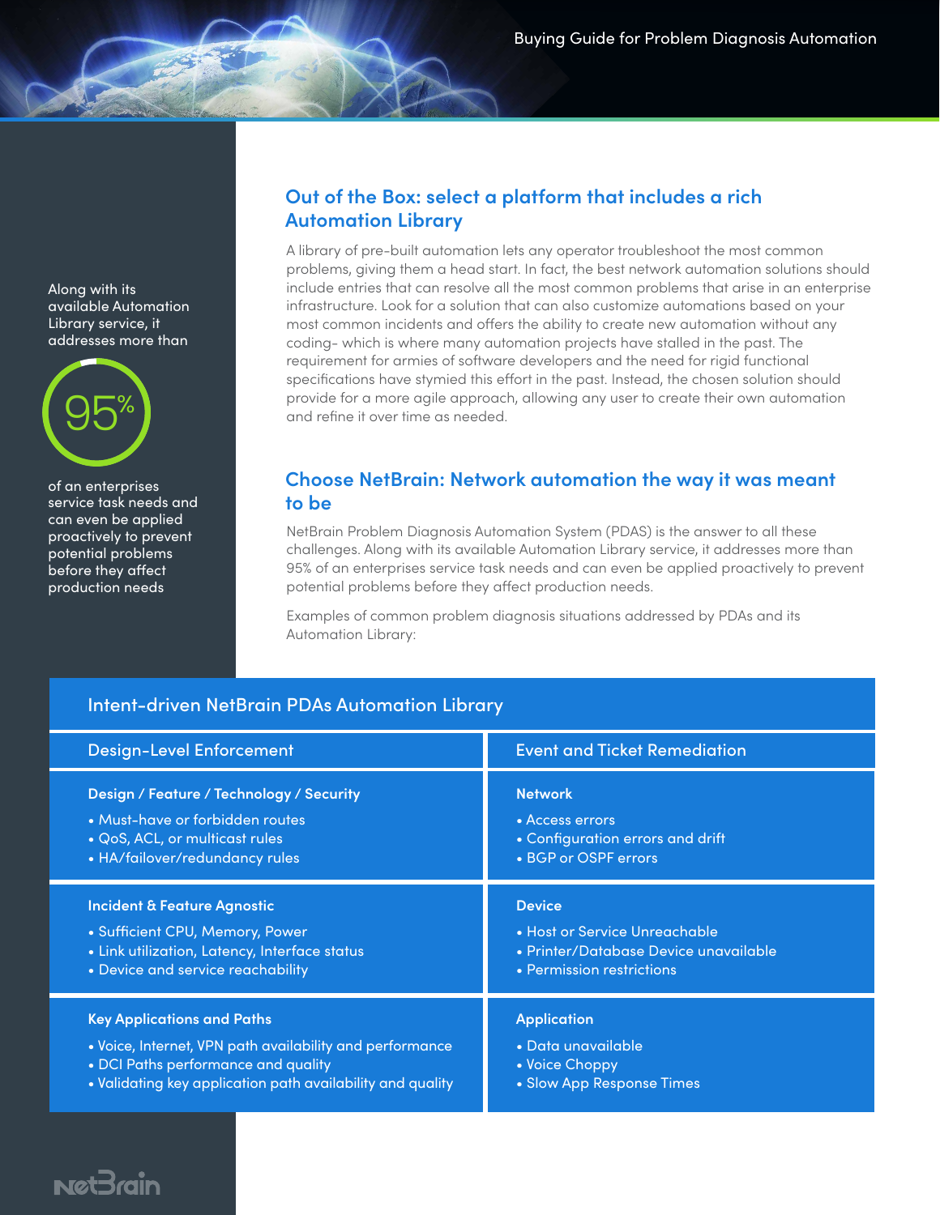Along with its available Automation Library service, it addresses more than

95%

of an enterprises service task needs and can even be applied proactively to prevent potential problems before they affect production needs

## Out of the Box: select a platform that includes a rich Automation Library

A library of pre-built automation lets any operator troubleshoot the most common problems, giving them a head start. In fact, the best network automation solutions should include entries that can resolve all the most common problems that arise in an enterprise infrastructure. Look for a solution that can also customize automations based on your most common incidents and offers the ability to create new automation without any coding- which is where many automation projects have stalled in the past. The requirement for armies of software developers and the need for rigid functional specifications have stymied this effort in the past. Instead, the chosen solution should provide for a more agile approach, allowing any user to create their own automation and refine it over time as needed.

## Choose NetBrain: Network automation the way it was meant to be

NetBrain Problem Diagnosis Automation System (PDAS) is the answer to all these challenges. Along with its available Automation Library service, it addresses more than 95% of an enterprises service task needs and can even be applied proactively to prevent potential problems before they affect production needs.

Examples of common problem diagnosis situations addressed by PDAs and its Automation Library:

### Intent-driven NetBrain PDAs Automation Library

| Design-Level Enforcement | Event and Ticket Remediation |
|---|---|
| **Design / Feature / Technology / Security**<br>• Must-have or forbidden routes<br>• QoS, ACL, or multicast rules<br>• HA/failover/redundancy rules | **Network**<br>• Access errors<br>• Configuration errors and drift<br>• BGP or OSPF errors |
| **Incident & Feature Agnostic**<br>• Sufficient CPU, Memory, Power<br>• Link utilization, Latency, Interface status<br>• Device and service reachability | **Device**<br>• Host or Service Unreachable<br>• Printer/Database Device unavailable<br>• Permission restrictions |
| **Key Applications and Paths**<br>• Voice, Internet, VPN path availability and performance<br>• DCI Paths performance and quality<br>• Validating key application path availability and quality | **Application**<br>• Data unavailable<br>• Voice Choppy<br>• Slow App Response Times |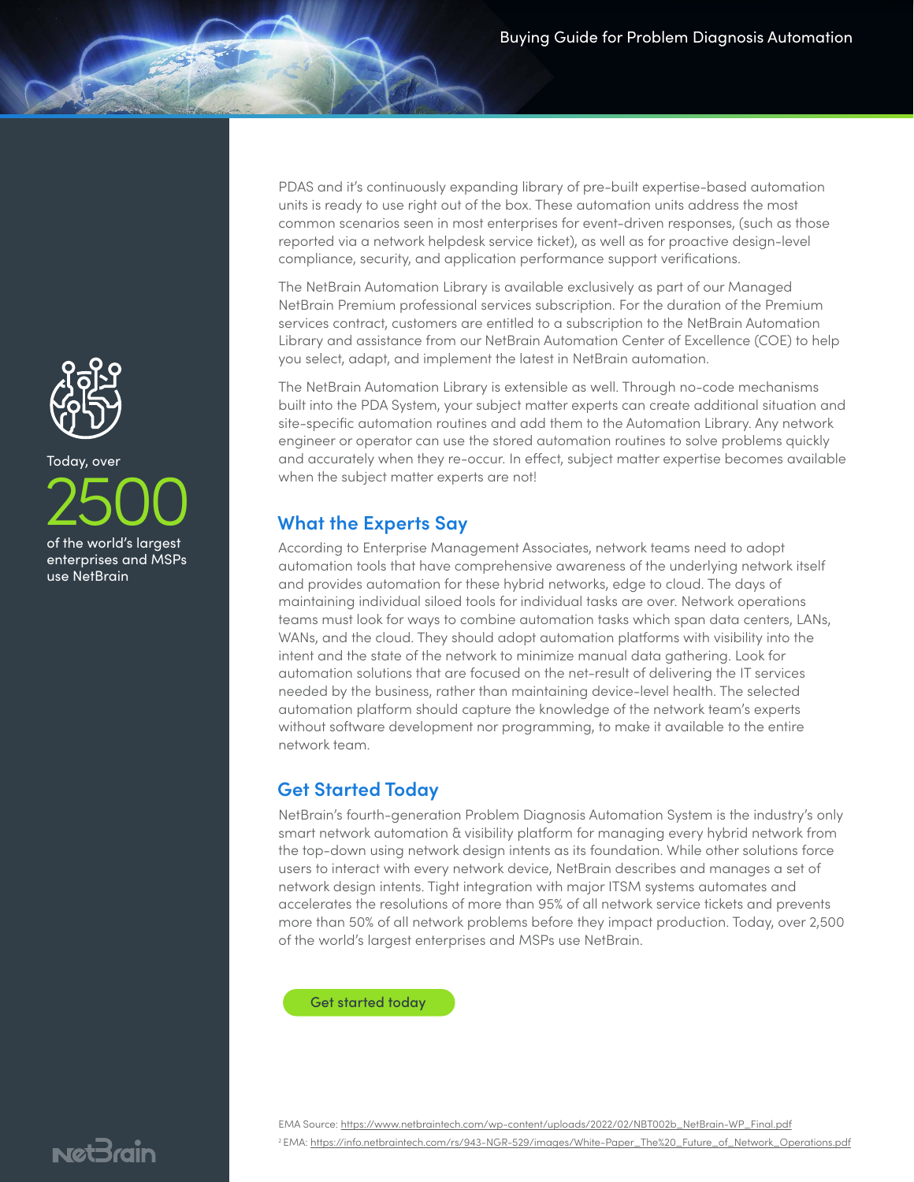PDAS and it's continuously expanding library of pre-built expertise-based automation units is ready to use right out of the box. These automation units address the most common scenarios seen in most enterprises for event-driven responses, (such as those reported via a network helpdesk service ticket), as well as for proactive design-level compliance, security, and application performance support verifications.

The NetBrain Automation Library is available exclusively as part of our Managed NetBrain Premium professional services subscription. For the duration of the Premium services contract, customers are entitled to a subscription to the NetBrain Automation Library and assistance from our NetBrain Automation Center of Excellence (COE) to help you select, adapt, and implement the latest in NetBrain automation.

The NetBrain Automation Library is extensible as well. Through no-code mechanisms built into the PDA System, your subject matter experts can create additional situation and site-specific automation routines and add them to the Automation Library. Any network engineer or operator can use the stored automation routines to solve problems quickly and accurately when they re-occur. In effect, subject matter expertise becomes available when the subject matter experts are not!

Today, over **2500** of the world's largest enterprises and MSPs use NetBrain

## What the Experts Say

According to Enterprise Management Associates, network teams need to adopt automation tools that have comprehensive awareness of the underlying network itself and provides automation for these hybrid networks, edge to cloud. The days of maintaining individual siloed tools for individual tasks are over. Network operations teams must look for ways to combine automation tasks which span data centers, LANs, WANs, and the cloud. They should adopt automation platforms with visibility into the intent and the state of the network to minimize manual data gathering. Look for automation solutions that are focused on the net-result of delivering the IT services needed by the business, rather than maintaining device-level health. The selected automation platform should capture the knowledge of the network team's experts without software development nor programming, to make it available to the entire network team.

## Get Started Today

NetBrain's fourth-generation Problem Diagnosis Automation System is the industry's only smart network automation & visibility platform for managing every hybrid network from the top-down using network design intents as its foundation. While other solutions force users to interact with every network device, NetBrain describes and manages a set of network design intents. Tight integration with major ITSM systems automates and accelerates the resolutions of more than 95% of all network service tickets and prevents more than 50% of all network problems before they impact production. Today, over 2,500 of the world's largest enterprises and MSPs use NetBrain.

Get started today

EMA Source: https://www.netbraintech.com/wp-content/uploads/2022/02/NBT002b_NetBrain-WP_Final.pdf

[2] EMA: https://info.netbraintech.com/rs/943-NGR-529/images/White-Paper_The%20_Future_of_Network_Operations.pdf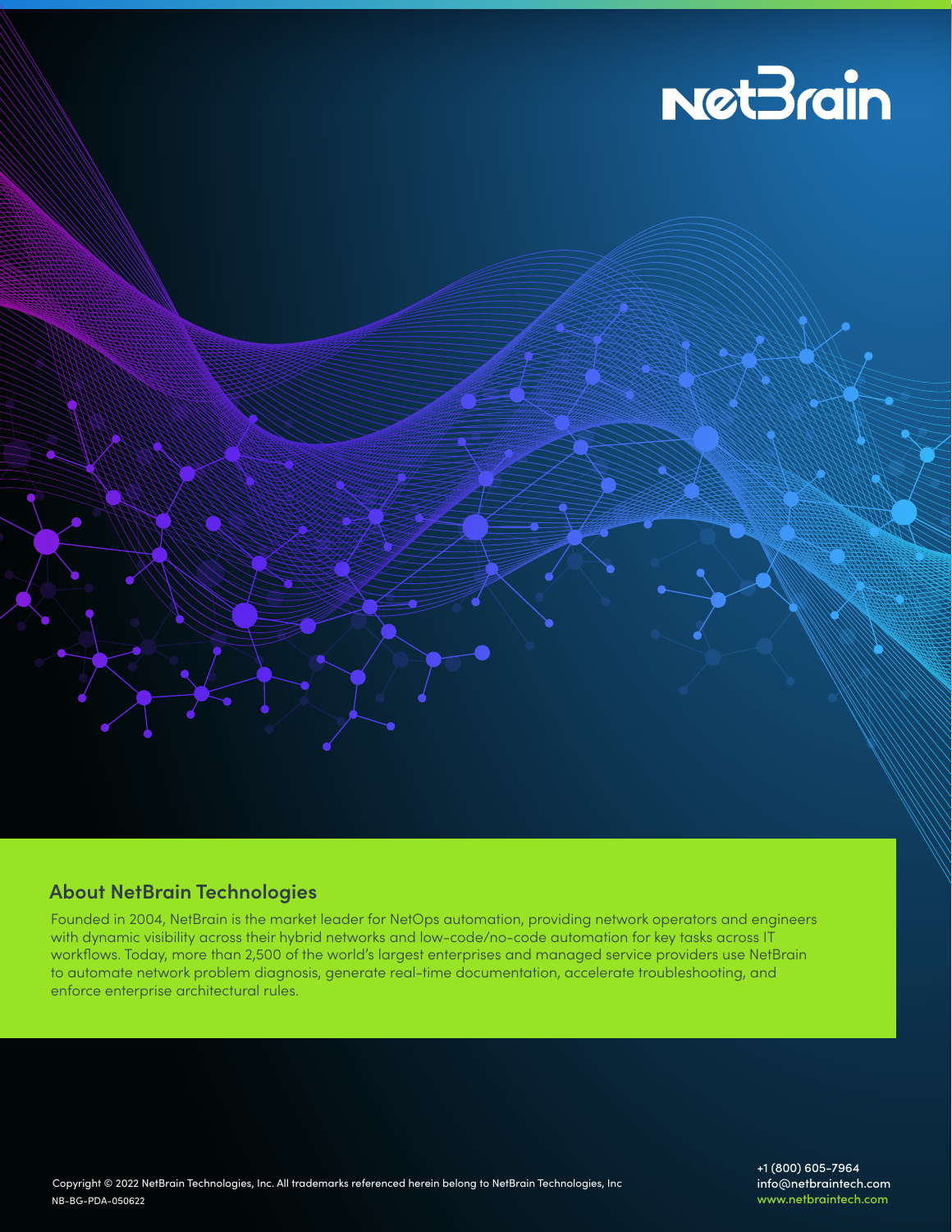NetBrain

## About NetBrain Technologies

Founded in 2004, NetBrain is the market leader for NetOps automation, providing network operators and engineers with dynamic visibility across their hybrid networks and low-code/no-code automation for key tasks across IT workflows. Today, more than 2,500 of the world's largest enterprises and managed service providers use NetBrain to automate network problem diagnosis, generate real-time documentation, accelerate troubleshooting, and enforce enterprise architectural rules.

Copyright © 2022 NetBrain Technologies, Inc. All trademarks referenced herein belong to NetBrain Technologies, Inc

NB-BG-PDA-050622

+1 (800) 605-7964
info@netbraintech.com
www.netbraintech.com